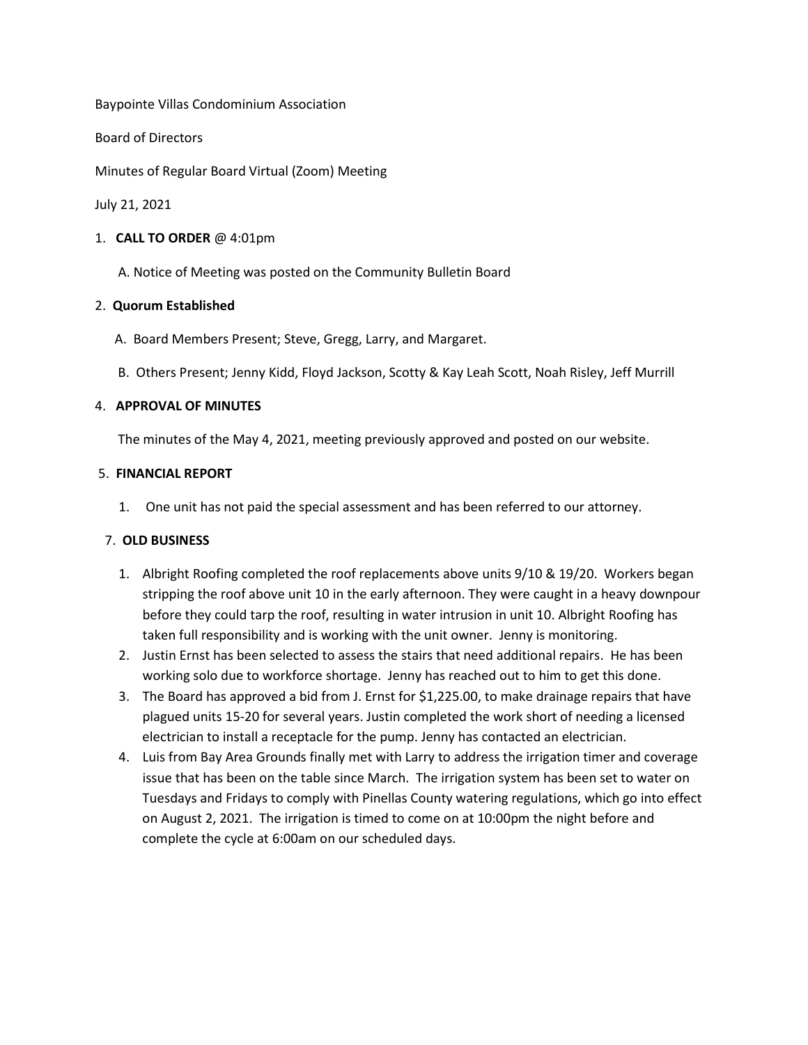Baypointe Villas Condominium Association

Board of Directors

Minutes of Regular Board Virtual (Zoom) Meeting

July 21, 2021

1. **CALL TO ORDER** @ 4:01pm

   A. Notice of Meeting was posted on the Community Bulletin Board

2. **Quorum Established**

   A. Board Members Present; Steve, Gregg, Larry, and Margaret.

   B. Others Present; Jenny Kidd, Floyd Jackson, Scotty & Kay Leah Scott, Noah Risley, Jeff Murrill

4. **APPROVAL OF MINUTES**

   The minutes of the May 4, 2021, meeting previously approved and posted on our website.

5. **FINANCIAL REPORT**

   1. One unit has not paid the special assessment and has been referred to our attorney.

7. **OLD BUSINESS**

   1. Albright Roofing completed the roof replacements above units 9/10 & 19/20. Workers began stripping the roof above unit 10 in the early afternoon. They were caught in a heavy downpour before they could tarp the roof, resulting in water intrusion in unit 10. Albright Roofing has taken full responsibility and is working with the unit owner. Jenny is monitoring.
   2. Justin Ernst has been selected to assess the stairs that need additional repairs. He has been working solo due to workforce shortage. Jenny has reached out to him to get this done.
   3. The Board has approved a bid from J. Ernst for $1,225.00, to make drainage repairs that have plagued units 15-20 for several years. Justin completed the work short of needing a licensed electrician to install a receptacle for the pump. Jenny has contacted an electrician.
   4. Luis from Bay Area Grounds finally met with Larry to address the irrigation timer and coverage issue that has been on the table since March. The irrigation system has been set to water on Tuesdays and Fridays to comply with Pinellas County watering regulations, which go into effect on August 2, 2021. The irrigation is timed to come on at 10:00pm the night before and complete the cycle at 6:00am on our scheduled days.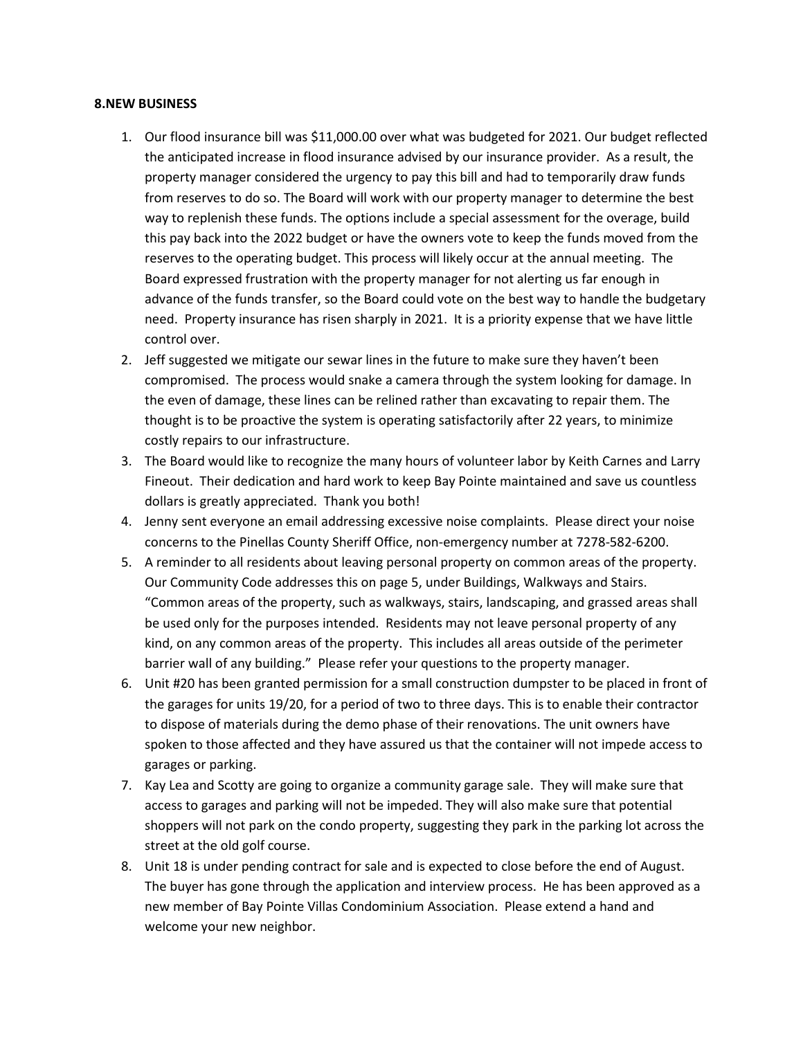**8.NEW BUSINESS**

1. Our flood insurance bill was $11,000.00 over what was budgeted for 2021. Our budget reflected the anticipated increase in flood insurance advised by our insurance provider. As a result, the property manager considered the urgency to pay this bill and had to temporarily draw funds from reserves to do so. The Board will work with our property manager to determine the best way to replenish these funds. The options include a special assessment for the overage, build this pay back into the 2022 budget or have the owners vote to keep the funds moved from the reserves to the operating budget. This process will likely occur at the annual meeting. The Board expressed frustration with the property manager for not alerting us far enough in advance of the funds transfer, so the Board could vote on the best way to handle the budgetary need. Property insurance has risen sharply in 2021. It is a priority expense that we have little control over.
2. Jeff suggested we mitigate our sewar lines in the future to make sure they haven't been compromised. The process would snake a camera through the system looking for damage. In the even of damage, these lines can be relined rather than excavating to repair them. The thought is to be proactive the system is operating satisfactorily after 22 years, to minimize costly repairs to our infrastructure.
3. The Board would like to recognize the many hours of volunteer labor by Keith Carnes and Larry Fineout. Their dedication and hard work to keep Bay Pointe maintained and save us countless dollars is greatly appreciated. Thank you both!
4. Jenny sent everyone an email addressing excessive noise complaints. Please direct your noise concerns to the Pinellas County Sheriff Office, non-emergency number at 7278-582-6200.
5. A reminder to all residents about leaving personal property on common areas of the property. Our Community Code addresses this on page 5, under Buildings, Walkways and Stairs. "Common areas of the property, such as walkways, stairs, landscaping, and grassed areas shall be used only for the purposes intended. Residents may not leave personal property of any kind, on any common areas of the property. This includes all areas outside of the perimeter barrier wall of any building." Please refer your questions to the property manager.
6. Unit #20 has been granted permission for a small construction dumpster to be placed in front of the garages for units 19/20, for a period of two to three days. This is to enable their contractor to dispose of materials during the demo phase of their renovations. The unit owners have spoken to those affected and they have assured us that the container will not impede access to garages or parking.
7. Kay Lea and Scotty are going to organize a community garage sale. They will make sure that access to garages and parking will not be impeded. They will also make sure that potential shoppers will not park on the condo property, suggesting they park in the parking lot across the street at the old golf course.
8. Unit 18 is under pending contract for sale and is expected to close before the end of August. The buyer has gone through the application and interview process. He has been approved as a new member of Bay Pointe Villas Condominium Association. Please extend a hand and welcome your new neighbor.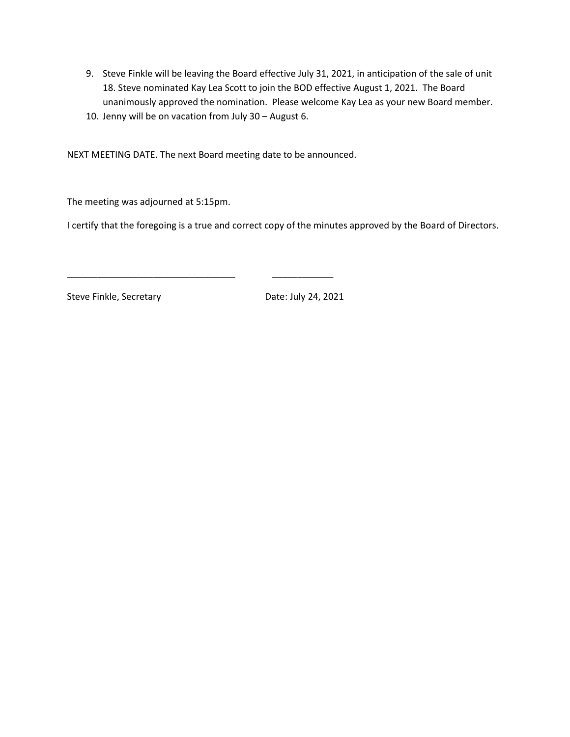9. Steve Finkle will be leaving the Board effective July 31, 2021, in anticipation of the sale of unit 18. Steve nominated Kay Lea Scott to join the BOD effective August 1, 2021. The Board unanimously approved the nomination. Please welcome Kay Lea as your new Board member.
10. Jenny will be on vacation from July 30 – August 6.

NEXT MEETING DATE. The next Board meeting date to be announced.

The meeting was adjourned at 5:15pm.

I certify that the foregoing is a true and correct copy of the minutes approved by the Board of Directors.

_________________________________ ____________

Steve Finkle, Secretary Date: July 24, 2021